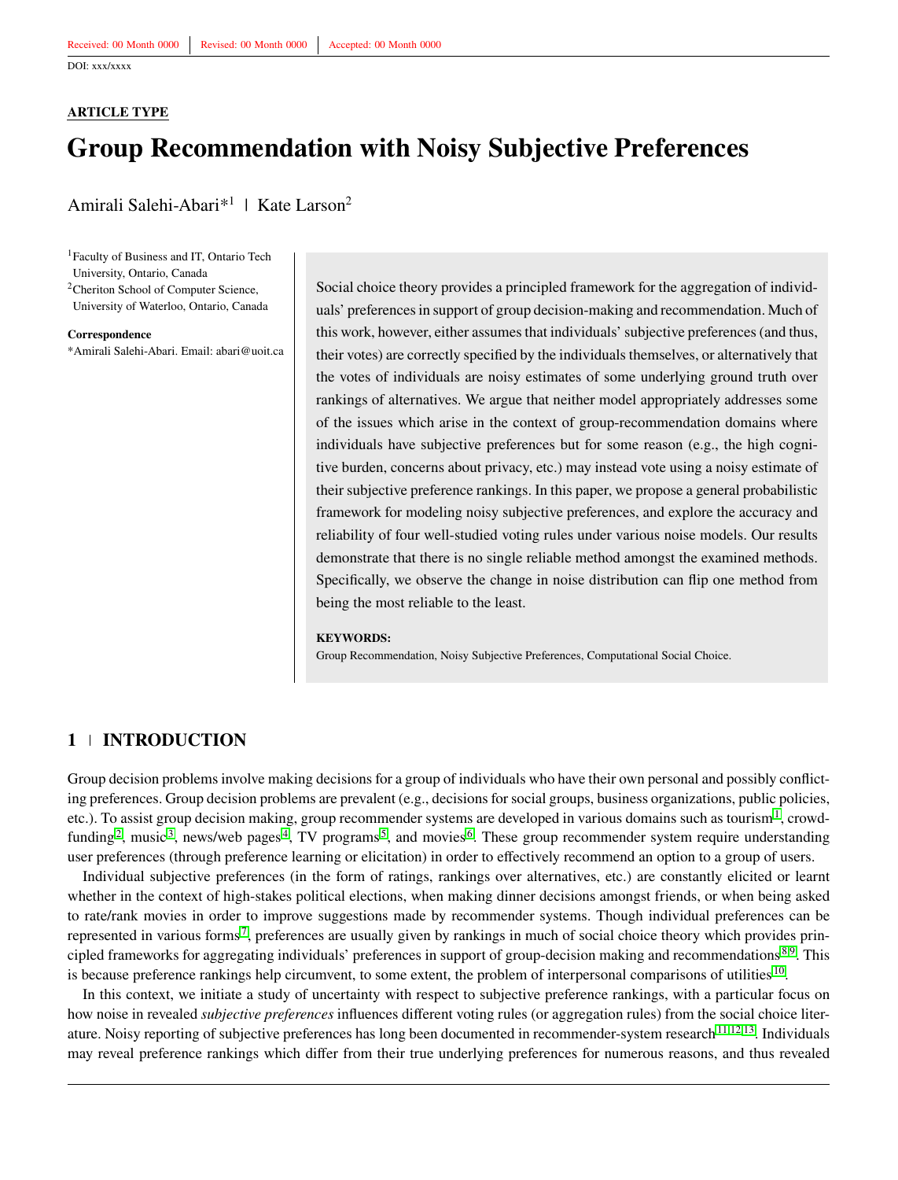Received: 00 Month 0000 | Revised: 00 Month 0000 | Accepted: 00 Month 0000

DOI: xxx/xxxx

**ARTICLE TYPE**

# Group Recommendation with Noisy Subjective Preferences

Amirali Salehi-Abari*[1] | Kate Larson[2]

[1]Faculty of Business and IT, Ontario Tech University, Ontario, Canada
[2]Cheriton School of Computer Science, University of Waterloo, Ontario, Canada

**Correspondence**
*Amirali Salehi-Abari. Email: abari@uoit.ca

Social choice theory provides a principled framework for the aggregation of individuals' preferences in support of group decision-making and recommendation. Much of this work, however, either assumes that individuals' subjective preferences (and thus, their votes) are correctly specified by the individuals themselves, or alternatively that the votes of individuals are noisy estimates of some underlying ground truth over rankings of alternatives. We argue that neither model appropriately addresses some of the issues which arise in the context of group-recommendation domains where individuals have subjective preferences but for some reason (e.g., the high cognitive burden, concerns about privacy, etc.) may instead vote using a noisy estimate of their subjective preference rankings. In this paper, we propose a general probabilistic framework for modeling noisy subjective preferences, and explore the accuracy and reliability of four well-studied voting rules under various noise models. Our results demonstrate that there is no single reliable method amongst the examined methods. Specifically, we observe the change in noise distribution can flip one method from being the most reliable to the least.

**KEYWORDS:**
Group Recommendation, Noisy Subjective Preferences, Computational Social Choice.

## 1 | INTRODUCTION

Group decision problems involve making decisions for a group of individuals who have their own personal and possibly conflicting preferences. Group decision problems are prevalent (e.g., decisions for social groups, business organizations, public policies, etc.). To assist group decision making, group recommender systems are developed in various domains such as tourism[1], crowd-funding[2], music[3], news/web pages[4], TV programs[5], and movies[6]. These group recommender system require understanding user preferences (through preference learning or elicitation) in order to effectively recommend an option to a group of users.

Individual subjective preferences (in the form of ratings, rankings over alternatives, etc.) are constantly elicited or learnt whether in the context of high-stakes political elections, when making dinner decisions amongst friends, or when being asked to rate/rank movies in order to improve suggestions made by recommender systems. Though individual preferences can be represented in various forms[7], preferences are usually given by rankings in much of social choice theory which provides principled frameworks for aggregating individuals' preferences in support of group-decision making and recommendations[8,9]. This is because preference rankings help circumvent, to some extent, the problem of interpersonal comparisons of utilities[10].

In this context, we initiate a study of uncertainty with respect to subjective preference rankings, with a particular focus on how noise in revealed *subjective preferences* influences different voting rules (or aggregation rules) from the social choice literature. Noisy reporting of subjective preferences has long been documented in recommender-system research[11,12,13]. Individuals may reveal preference rankings which differ from their true underlying preferences for numerous reasons, and thus revealed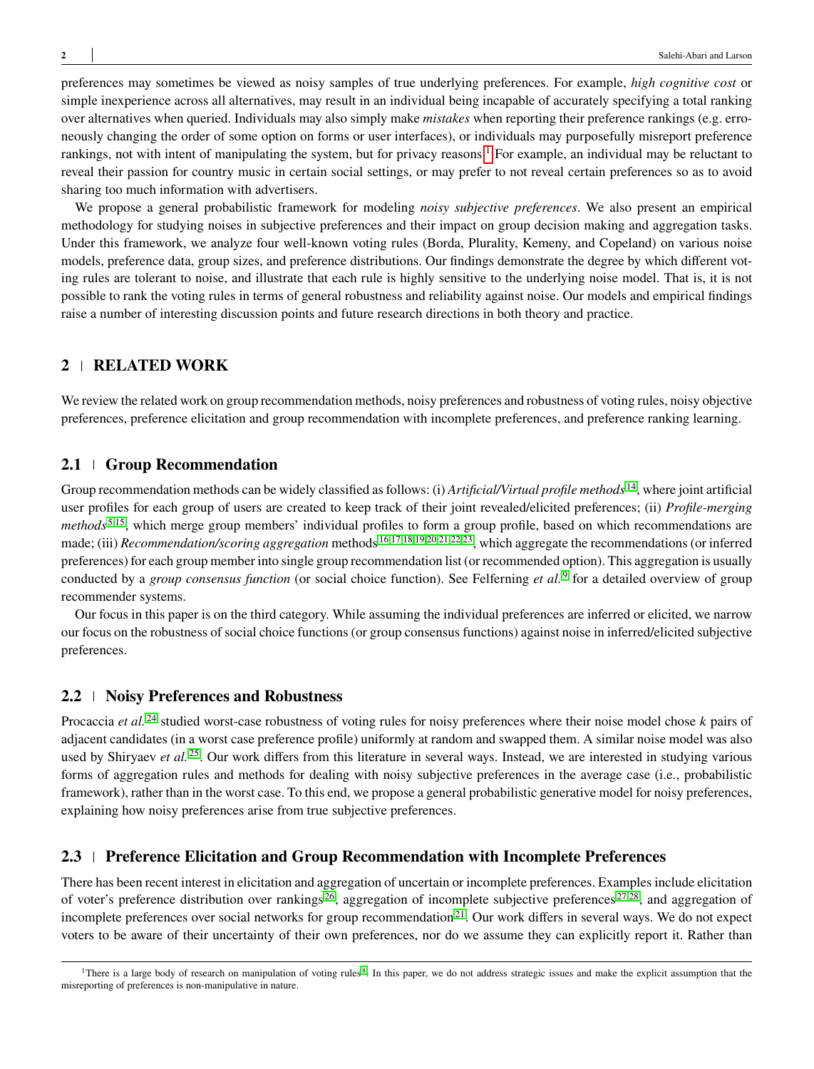preferences may sometimes be viewed as noisy samples of true underlying preferences. For example, *high cognitive cost* or simple inexperience across all alternatives, may result in an individual being incapable of accurately specifying a total ranking over alternatives when queried. Individuals may also simply make *mistakes* when reporting their preference rankings (e.g. erroneously changing the order of some option on forms or user interfaces), or individuals may purposefully misreport preference rankings, not with intent of manipulating the system, but for privacy reasons.[1] For example, an individual may be reluctant to reveal their passion for country music in certain social settings, or may prefer to not reveal certain preferences so as to avoid sharing too much information with advertisers.

We propose a general probabilistic framework for modeling *noisy subjective preferences*. We also present an empirical methodology for studying noises in subjective preferences and their impact on group decision making and aggregation tasks. Under this framework, we analyze four well-known voting rules (Borda, Plurality, Kemeny, and Copeland) on various noise models, preference data, group sizes, and preference distributions. Our findings demonstrate the degree by which different voting rules are tolerant to noise, and illustrate that each rule is highly sensitive to the underlying noise model. That is, it is not possible to rank the voting rules in terms of general robustness and reliability against noise. Our models and empirical findings raise a number of interesting discussion points and future research directions in both theory and practice.

## 2 | RELATED WORK

We review the related work on group recommendation methods, noisy preferences and robustness of voting rules, noisy objective preferences, preference elicitation and group recommendation with incomplete preferences, and preference ranking learning.

### 2.1 | Group Recommendation

Group recommendation methods can be widely classified as follows: (i) *Artificial/Virtual profile methods*[14], where joint artificial user profiles for each group of users are created to keep track of their joint revealed/elicited preferences; (ii) *Profile-merging methods*[5,15], which merge group members' individual profiles to form a group profile, based on which recommendations are made; (iii) *Recommendation/scoring aggregation* methods[16,17,18,19,20,21,22,23], which aggregate the recommendations (or inferred preferences) for each group member into single group recommendation list (or recommended option). This aggregation is usually conducted by a *group consensus function* (or social choice function). See Felfering *et al.*[9] for a detailed overview of group recommender systems.

Our focus in this paper is on the third category. While assuming the individual preferences are inferred or elicited, we narrow our focus on the robustness of social choice functions (or group consensus functions) against noise in inferred/elicited subjective preferences.

### 2.2 | Noisy Preferences and Robustness

Procaccia *et al.*[24] studied worst-case robustness of voting rules for noisy preferences where their noise model chose $k$ pairs of adjacent candidates (in a worst case preference profile) uniformly at random and swapped them. A similar noise model was also used by Shiryaev *et al.*[25]. Our work differs from this literature in several ways. Instead, we are interested in studying various forms of aggregation rules and methods for dealing with noisy subjective preferences in the average case (i.e., probabilistic framework), rather than in the worst case. To this end, we propose a general probabilistic generative model for noisy preferences, explaining how noisy preferences arise from true subjective preferences.

### 2.3 | Preference Elicitation and Group Recommendation with Incomplete Preferences

There has been recent interest in elicitation and aggregation of uncertain or incomplete preferences. Examples include elicitation of voter's preference distribution over rankings[26], aggregation of incomplete subjective preferences[27,28], and aggregation of incomplete preferences over social networks for group recommendation[21]. Our work differs in several ways. We do not expect voters to be aware of their uncertainty of their own preferences, nor do we assume they can explicitly report it. Rather than

[1] There is a large body of research on manipulation of voting rules[8]. In this paper, we do not address strategic issues and make the explicit assumption that the misreporting of preferences is non-manipulative in nature.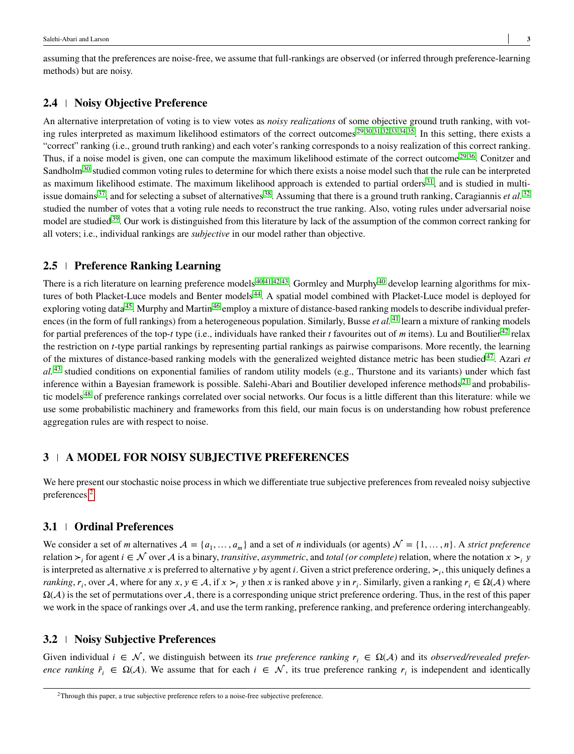assuming that the preferences are noise-free, we assume that full-rankings are observed (or inferred through preference-learning methods) but are noisy.

## 2.4 | Noisy Objective Preference

An alternative interpretation of voting is to view votes as *noisy realizations* of some objective ground truth ranking, with voting rules interpreted as maximum likelihood estimators of the correct outcomes[29,30,31,32,33,34,35]. In this setting, there exists a "correct" ranking (i.e., ground truth ranking) and each voter's ranking corresponds to a noisy realization of this correct ranking. Thus, if a noise model is given, one can compute the maximum likelihood estimate of the correct outcome[29,36]. Conitzer and Sandholm[30] studied common voting rules to determine for which there exists a noise model such that the rule can be interpreted as maximum likelihood estimate. The maximum likelihood approach is extended to partial orders[31], and is studied in multi-issue domains[37], and for selecting a subset of alternatives[38]. Assuming that there is a ground truth ranking, Caragiannis *et al.*[32] studied the number of votes that a voting rule needs to reconstruct the true ranking. Also, voting rules under adversarial noise model are studied[39]. Our work is distinguished from this literature by lack of the assumption of the common correct ranking for all voters; i.e., individual rankings are *subjective* in our model rather than objective.

## 2.5 | Preference Ranking Learning

There is a rich literature on learning preference models[40,41,42,43]. Gormley and Murphy[40] develop learning algorithms for mixtures of both Placket-Luce models and Benter models[44]. A spatial model combined with Placket-Luce model is deployed for exploring voting data[45]. Murphy and Martin[46] employ a mixture of distance-based ranking models to describe individual preferences (in the form of full rankings) from a heterogeneous population. Similarly, Busse *et al.*[41] learn a mixture of ranking models for partial preferences of the top-$t$ type (i.e., individuals have ranked their $t$ favourites out of $m$ items). Lu and Boutilier[42] relax the restriction on $t$-type partial rankings by representing partial rankings as pairwise comparisons. More recently, the learning of the mixtures of distance-based ranking models with the generalized weighted distance metric has been studied[47]. Azari *et al.*[43] studied conditions on exponential families of random utility models (e.g., Thurstone and its variants) under which fast inference within a Bayesian framework is possible. Salehi-Abari and Boutilier developed inference methods[21] and probabilistic models[48] of preference rankings correlated over social networks. Our focus is a little different than this literature: while we use some probabilistic machinery and frameworks from this field, our main focus is on understanding how robust preference aggregation rules are with respect to noise.

# 3 | A MODEL FOR NOISY SUBJECTIVE PREFERENCES

We here present our stochastic noise process in which we differentiate true subjective preferences from revealed noisy subjective preferences.[2]

## 3.1 | Ordinal Preferences

We consider a set of $m$ alternatives $\mathcal{A} = \{a_1, \ldots, a_m\}$ and a set of $n$ individuals (or agents) $\mathcal{N} = \{1, \ldots, n\}$. A *strict preference* relation $\succ_i$ for agent $i \in \mathcal{N}$ over $\mathcal{A}$ is a binary, *transitive*, *asymmetric*, and *total (or complete)* relation, where the notation $x \succ_i y$ is interpreted as alternative $x$ is preferred to alternative $y$ by agent $i$. Given a strict preference ordering, $\succ_i$, this uniquely defines a *ranking*, $r_i$, over $\mathcal{A}$, where for any $x, y \in \mathcal{A}$, if $x \succ_i y$ then $x$ is ranked above $y$ in $r_i$. Similarly, given a ranking $r_i \in \Omega(\mathcal{A})$ where $\Omega(\mathcal{A})$ is the set of permutations over $\mathcal{A}$, there is a corresponding unique strict preference ordering. Thus, in the rest of this paper we work in the space of rankings over $\mathcal{A}$, and use the term ranking, preference ranking, and preference ordering interchangeably.

## 3.2 | Noisy Subjective Preferences

Given individual $i \in \mathcal{N}$, we distinguish between its *true preference ranking* $r_i \in \Omega(\mathcal{A})$ and its *observed/revealed preference ranking* $\tilde{r}_i \in \Omega(\mathcal{A})$. We assume that for each $i \in \mathcal{N}$, its true preference ranking $r_i$ is independent and identically

[2] Through this paper, a true subjective preference refers to a noise-free subjective preference.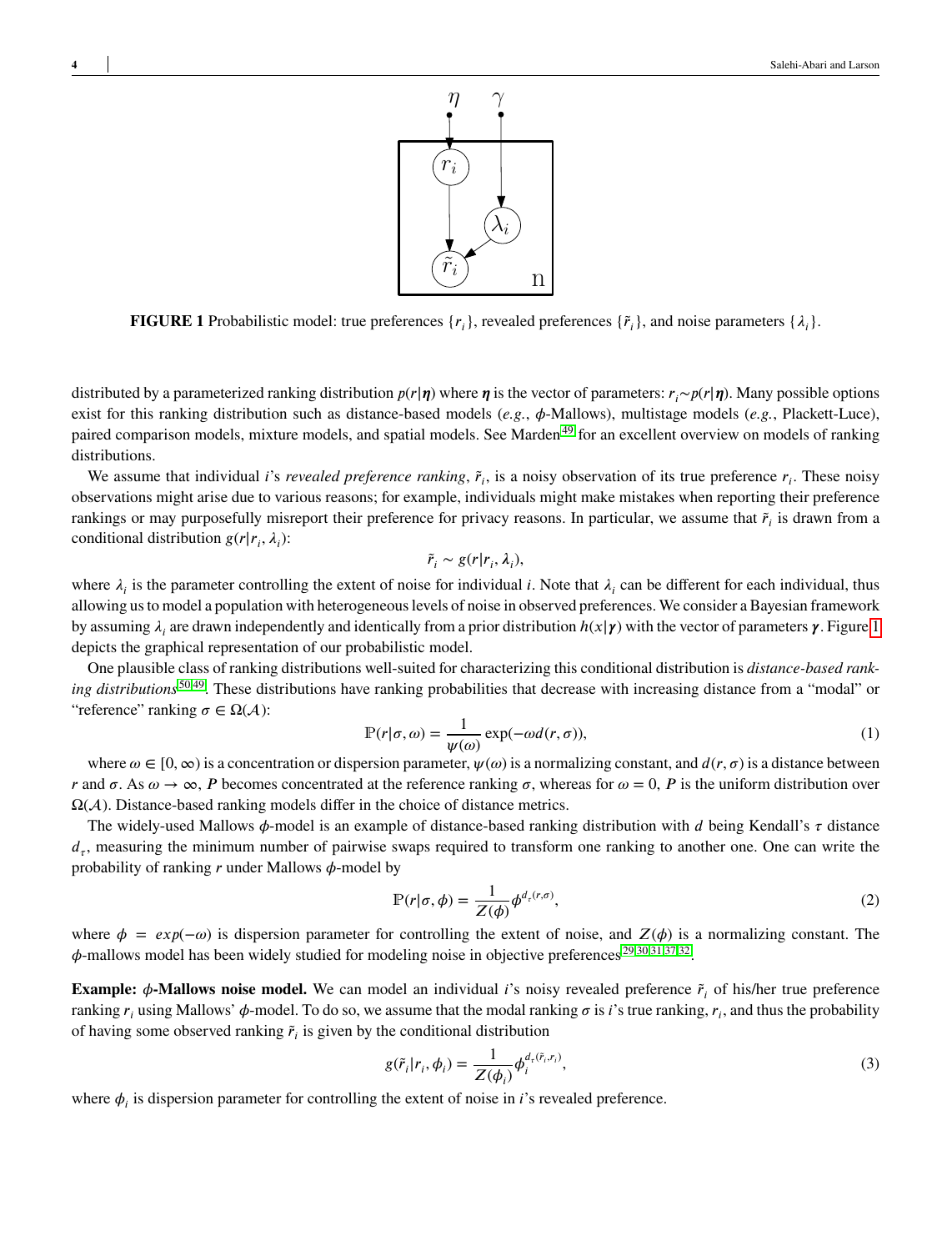**FIGURE 1** Probabilistic model: true preferences $\{r_i\}$, revealed preferences $\{\tilde{r}_i\}$, and noise parameters $\{\lambda_i\}$.

distributed by a parameterized ranking distribution $p(r|\boldsymbol{\eta})$ where $\boldsymbol{\eta}$ is the vector of parameters: $r_i \sim p(r|\boldsymbol{\eta})$. Many possible options exist for this ranking distribution such as distance-based models (*e.g.*, $\phi$-Mallows), multistage models (*e.g.*, Plackett-Luce), paired comparison models, mixture models, and spatial models. See Marden[49] for an excellent overview on models of ranking distributions.

We assume that individual $i$'s *revealed preference ranking*, $\tilde{r}_i$, is a noisy observation of its true preference $r_i$. These noisy observations might arise due to various reasons; for example, individuals might make mistakes when reporting their preference rankings or may purposefully misreport their preference for privacy reasons. In particular, we assume that $\tilde{r}_i$ is drawn from a conditional distribution $g(r|r_i, \lambda_i)$:

$$\tilde{r}_i \sim g(r|r_i, \lambda_i),$$

where $\lambda_i$ is the parameter controlling the extent of noise for individual $i$. Note that $\lambda_i$ can be different for each individual, thus allowing us to model a population with heterogeneous levels of noise in observed preferences. We consider a Bayesian framework by assuming $\lambda_i$ are drawn independently and identically from a prior distribution $h(x|\boldsymbol{\gamma})$ with the vector of parameters $\boldsymbol{\gamma}$. Figure 1 depicts the graphical representation of our probabilistic model.

One plausible class of ranking distributions well-suited for characterizing this conditional distribution is *distance-based ranking distributions*[50,49]. These distributions have ranking probabilities that decrease with increasing distance from a "modal" or "reference" ranking $\sigma \in \Omega(\mathcal{A})$:

$$\mathbb{P}(r|\sigma, \omega) = \frac{1}{\psi(\omega)} \exp(-\omega d(r, \sigma)), \tag{1}$$

where $\omega \in [0, \infty)$ is a concentration or dispersion parameter, $\psi(\omega)$ is a normalizing constant, and $d(r, \sigma)$ is a distance between $r$ and $\sigma$. As $\omega \to \infty$, $P$ becomes concentrated at the reference ranking $\sigma$, whereas for $\omega = 0$, $P$ is the uniform distribution over $\Omega(\mathcal{A})$. Distance-based ranking models differ in the choice of distance metrics.

The widely-used Mallows $\phi$-model is an example of distance-based ranking distribution with $d$ being Kendall's $\tau$ distance $d_\tau$, measuring the minimum number of pairwise swaps required to transform one ranking to another one. One can write the probability of ranking $r$ under Mallows $\phi$-model by

$$\mathbb{P}(r|\sigma, \phi) = \frac{1}{Z(\phi)} \phi^{d_\tau(r,\sigma)}, \tag{2}$$

where $\phi = exp(-\omega)$ is dispersion parameter for controlling the extent of noise, and $Z(\phi)$ is a normalizing constant. The $\phi$-mallows model has been widely studied for modeling noise in objective preferences[29,30,31,37,32].

**Example: $\phi$-Mallows noise model.** We can model an individual $i$'s noisy revealed preference $\tilde{r}_i$ of his/her true preference ranking $r_i$ using Mallows' $\phi$-model. To do so, we assume that the modal ranking $\sigma$ is $i$'s true ranking, $r_i$, and thus the probability of having some observed ranking $\tilde{r}_i$ is given by the conditional distribution

$$g(\tilde{r}_i|r_i, \phi_i) = \frac{1}{Z(\phi_i)} \phi_i^{d_\tau(\tilde{r}_i, r_i)}, \tag{3}$$

where $\phi_i$ is dispersion parameter for controlling the extent of noise in $i$'s revealed preference.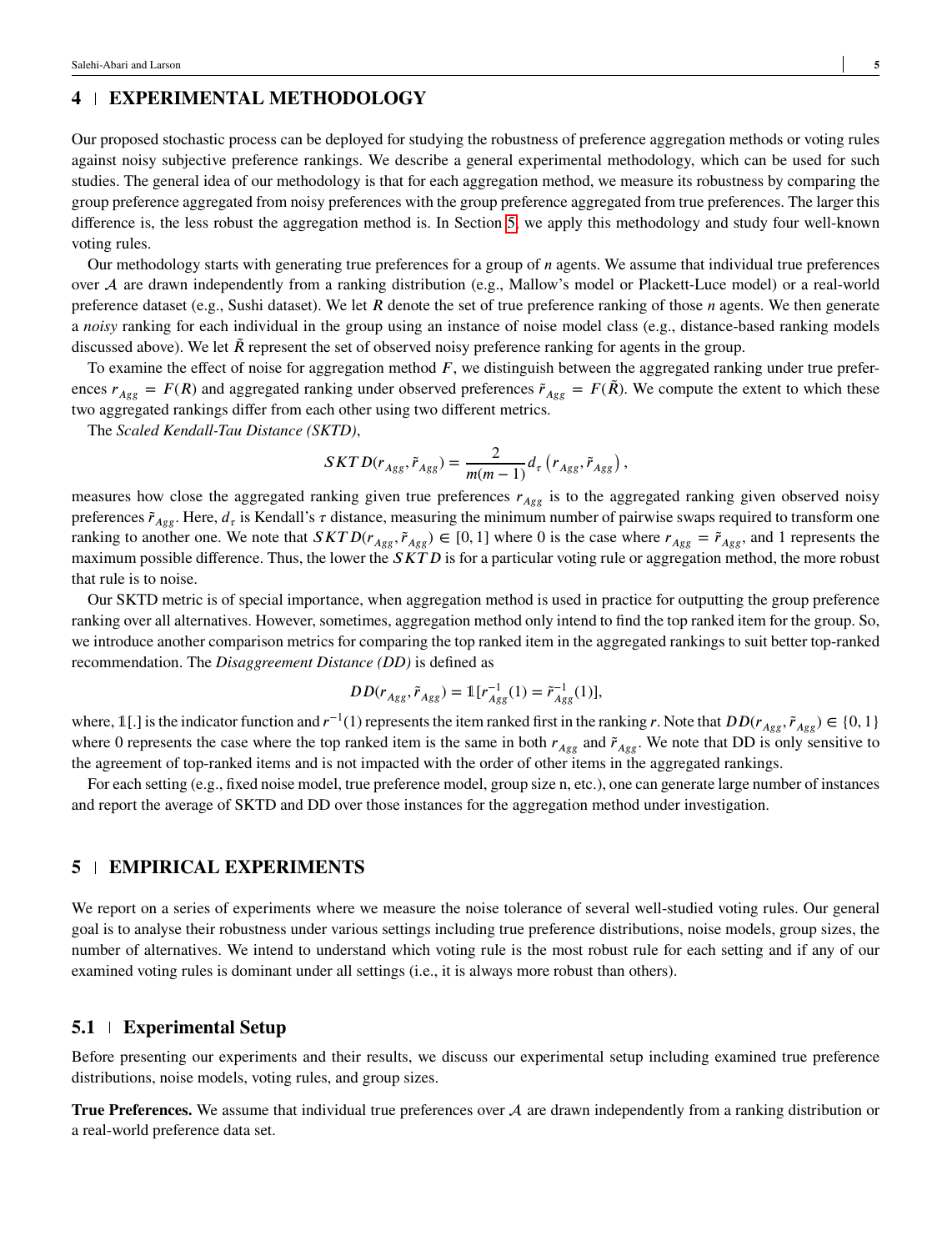## 4 | EXPERIMENTAL METHODOLOGY

Our proposed stochastic process can be deployed for studying the robustness of preference aggregation methods or voting rules against noisy subjective preference rankings. We describe a general experimental methodology, which can be used for such studies. The general idea of our methodology is that for each aggregation method, we measure its robustness by comparing the group preference aggregated from noisy preferences with the group preference aggregated from true preferences. The larger this difference is, the less robust the aggregation method is. In Section 5, we apply this methodology and study four well-known voting rules.

Our methodology starts with generating true preferences for a group of $n$ agents. We assume that individual true preferences over $\mathcal{A}$ are drawn independently from a ranking distribution (e.g., Mallow's model or Plackett-Luce model) or a real-world preference dataset (e.g., Sushi dataset). We let $R$ denote the set of true preference ranking of those $n$ agents. We then generate a *noisy* ranking for each individual in the group using an instance of noise model class (e.g., distance-based ranking models discussed above). We let $\tilde{R}$ represent the set of observed noisy preference ranking for agents in the group.

To examine the effect of noise for aggregation method $F$, we distinguish between the aggregated ranking under true preferences $r_{Agg} = F(R)$ and aggregated ranking under observed preferences $\tilde{r}_{Agg} = F(\tilde{R})$. We compute the extent to which these two aggregated rankings differ from each other using two different metrics.

The *Scaled Kendall-Tau Distance (SKTD)*,

$$SKTD(r_{Agg}, \tilde{r}_{Agg}) = \frac{2}{m(m-1)} d_\tau \left( r_{Agg}, \tilde{r}_{Agg} \right),$$

measures how close the aggregated ranking given true preferences $r_{Agg}$ is to the aggregated ranking given observed noisy preferences $\tilde{r}_{Agg}$. Here, $d_\tau$ is Kendall's $\tau$ distance, measuring the minimum number of pairwise swaps required to transform one ranking to another one. We note that $SKTD(r_{Agg}, \tilde{r}_{Agg}) \in [0, 1]$ where 0 is the case where $r_{Agg} = \tilde{r}_{Agg}$, and 1 represents the maximum possible difference. Thus, the lower the $SKTD$ is for a particular voting rule or aggregation method, the more robust that rule is to noise.

Our SKTD metric is of special importance, when aggregation method is used in practice for outputting the group preference ranking over all alternatives. However, sometimes, aggregation method only intend to find the top ranked item for the group. So, we introduce another comparison metrics for comparing the top ranked item in the aggregated rankings to suit better top-ranked recommendation. The *Disaggreement Distance (DD)* is defined as

$$DD(r_{Agg}, \tilde{r}_{Agg}) = \mathbb{1}[r^{-1}_{Agg}(1) = \tilde{r}^{-1}_{Agg}(1)],$$

where, $\mathbb{1}[.]$ is the indicator function and $r^{-1}(1)$ represents the item ranked first in the ranking $r$. Note that $DD(r_{Agg}, \tilde{r}_{Agg}) \in \{0, 1\}$ where 0 represents the case where the top ranked item is the same in both $r_{Agg}$ and $\tilde{r}_{Agg}$. We note that DD is only sensitive to the agreement of top-ranked items and is not impacted with the order of other items in the aggregated rankings.

For each setting (e.g., fixed noise model, true preference model, group size n, etc.), one can generate large number of instances and report the average of SKTD and DD over those instances for the aggregation method under investigation.

## 5 | EMPIRICAL EXPERIMENTS

We report on a series of experiments where we measure the noise tolerance of several well-studied voting rules. Our general goal is to analyse their robustness under various settings including true preference distributions, noise models, group sizes, the number of alternatives. We intend to understand which voting rule is the most robust rule for each setting and if any of our examined voting rules is dominant under all settings (i.e., it is always more robust than others).

### 5.1 | Experimental Setup

Before presenting our experiments and their results, we discuss our experimental setup including examined true preference distributions, noise models, voting rules, and group sizes.

**True Preferences.** We assume that individual true preferences over $\mathcal{A}$ are drawn independently from a ranking distribution or a real-world preference data set.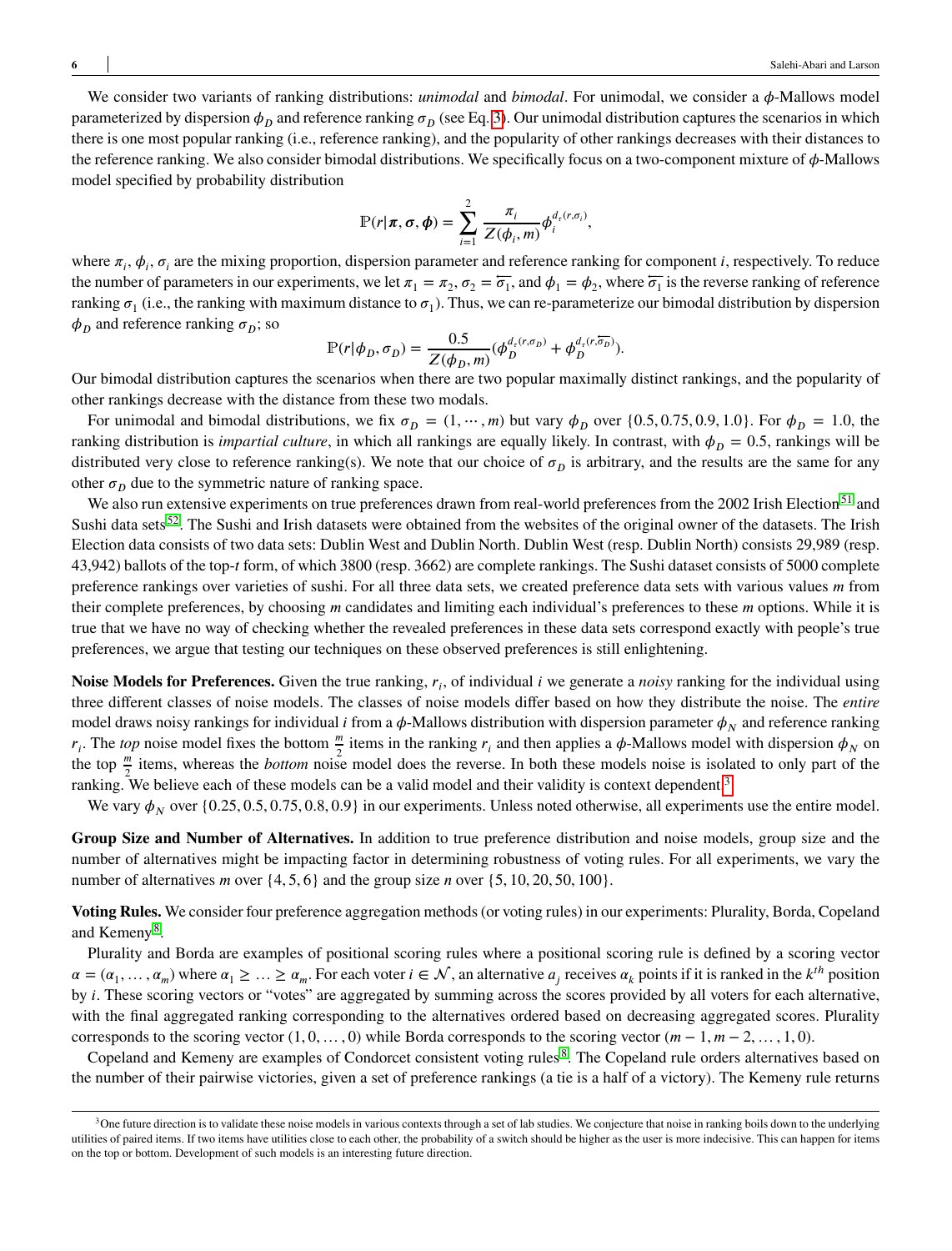We consider two variants of ranking distributions: *unimodal* and *bimodal*. For unimodal, we consider a $\phi$-Mallows model parameterized by dispersion $\phi_D$ and reference ranking $\sigma_D$ (see Eq. 3). Our unimodal distribution captures the scenarios in which there is one most popular ranking (i.e., reference ranking), and the popularity of other rankings decreases with their distances to the reference ranking. We also consider bimodal distributions. We specifically focus on a two-component mixture of $\phi$-Mallows model specified by probability distribution

$$\mathbb{P}(r|\boldsymbol{\pi}, \boldsymbol{\sigma}, \boldsymbol{\phi}) = \sum_{i=1}^{2} \frac{\pi_i}{Z(\phi_i, m)} \phi_i^{d_\tau(r, \sigma_i)},$$

where $\pi_i, \phi_i, \sigma_i$ are the mixing proportion, dispersion parameter and reference ranking for component $i$, respectively. To reduce the number of parameters in our experiments, we let $\pi_1 = \pi_2$, $\sigma_2 = \overleftarrow{\sigma_1}$, and $\phi_1 = \phi_2$, where $\overleftarrow{\sigma_1}$ is the reverse ranking of reference ranking $\sigma_1$ (i.e., the ranking with maximum distance to $\sigma_1$). Thus, we can re-parameterize our bimodal distribution by dispersion $\phi_D$ and reference ranking $\sigma_D$; so

$$\mathbb{P}(r|\phi_D, \sigma_D) = \frac{0.5}{Z(\phi_D, m)} (\phi_D^{d_\tau(r, \sigma_D)} + \phi_D^{d_\tau(r, \overleftarrow{\sigma_D})}).$$

Our bimodal distribution captures the scenarios when there are two popular maximally distinct rankings, and the popularity of other rankings decrease with the distance from these two modals.

For unimodal and bimodal distributions, we fix $\sigma_D = (1, \cdots, m)$ but vary $\phi_D$ over $\{0.5, 0.75, 0.9, 1.0\}$. For $\phi_D = 1.0$, the ranking distribution is *impartial culture*, in which all rankings are equally likely. In contrast, with $\phi_D = 0.5$, rankings will be distributed very close to reference ranking(s). We note that our choice of $\sigma_D$ is arbitrary, and the results are the same for any other $\sigma_D$ due to the symmetric nature of ranking space.

We also run extensive experiments on true preferences drawn from real-world preferences from the 2002 Irish Election[51] and Sushi data sets[52]. The Sushi and Irish datasets were obtained from the websites of the original owner of the datasets. The Irish Election data consists of two data sets: Dublin West and Dublin North. Dublin West (resp. Dublin North) consists 29,989 (resp. 43,942) ballots of the top-$t$ form, of which 3800 (resp. 3662) are complete rankings. The Sushi dataset consists of 5000 complete preference rankings over varieties of sushi. For all three data sets, we created preference data sets with various values $m$ from their complete preferences, by choosing $m$ candidates and limiting each individual's preferences to these $m$ options. While it is true that we have no way of checking whether the revealed preferences in these data sets correspond exactly with people's true preferences, we argue that testing our techniques on these observed preferences is still enlightening.

**Noise Models for Preferences.** Given the true ranking, $r_i$, of individual $i$ we generate a *noisy* ranking for the individual using three different classes of noise models. The classes of noise models differ based on how they distribute the noise. The *entire* model draws noisy rankings for individual $i$ from a $\phi$-Mallows distribution with dispersion parameter $\phi_N$ and reference ranking $r_i$. The *top* noise model fixes the bottom $\frac{m}{2}$ items in the ranking $r_i$ and then applies a $\phi$-Mallows model with dispersion $\phi_N$ on the top $\frac{m}{2}$ items, whereas the *bottom* noise model does the reverse. In both these models noise is isolated to only part of the ranking. We believe each of these models can be a valid model and their validity is context dependent.[3]

We vary $\phi_N$ over $\{0.25, 0.5, 0.75, 0.8, 0.9\}$ in our experiments. Unless noted otherwise, all experiments use the entire model.

**Group Size and Number of Alternatives.** In addition to true preference distribution and noise models, group size and the number of alternatives might be impacting factor in determining robustness of voting rules. For all experiments, we vary the number of alternatives $m$ over $\{4, 5, 6\}$ and the group size $n$ over $\{5, 10, 20, 50, 100\}$.

**Voting Rules.** We consider four preference aggregation methods (or voting rules) in our experiments: Plurality, Borda, Copeland and Kemeny[8].

Plurality and Borda are examples of positional scoring rules where a positional scoring rule is defined by a scoring vector $\alpha = (\alpha_1, \ldots, \alpha_m)$ where $\alpha_1 \geq \ldots \geq \alpha_m$. For each voter $i \in \mathcal{N}$, an alternative $a_j$ receives $\alpha_k$ points if it is ranked in the $k^{th}$ position by $i$. These scoring vectors or "votes" are aggregated by summing across the scores provided by all voters for each alternative, with the final aggregated ranking corresponding to the alternatives ordered based on decreasing aggregated scores. Plurality corresponds to the scoring vector $(1, 0, \ldots, 0)$ while Borda corresponds to the scoring vector $(m-1, m-2, \ldots, 1, 0)$.

Copeland and Kemeny are examples of Condorcet consistent voting rules[8]. The Copeland rule orders alternatives based on the number of their pairwise victories, given a set of preference rankings (a tie is a half of a victory). The Kemeny rule returns

[3] One future direction is to validate these noise models in various contexts through a set of lab studies. We conjecture that noise in ranking boils down to the underlying utilities of paired items. If two items have utilities close to each other, the probability of a switch should be higher as the user is more indecisive. This can happen for items on the top or bottom. Development of such models is an interesting future direction.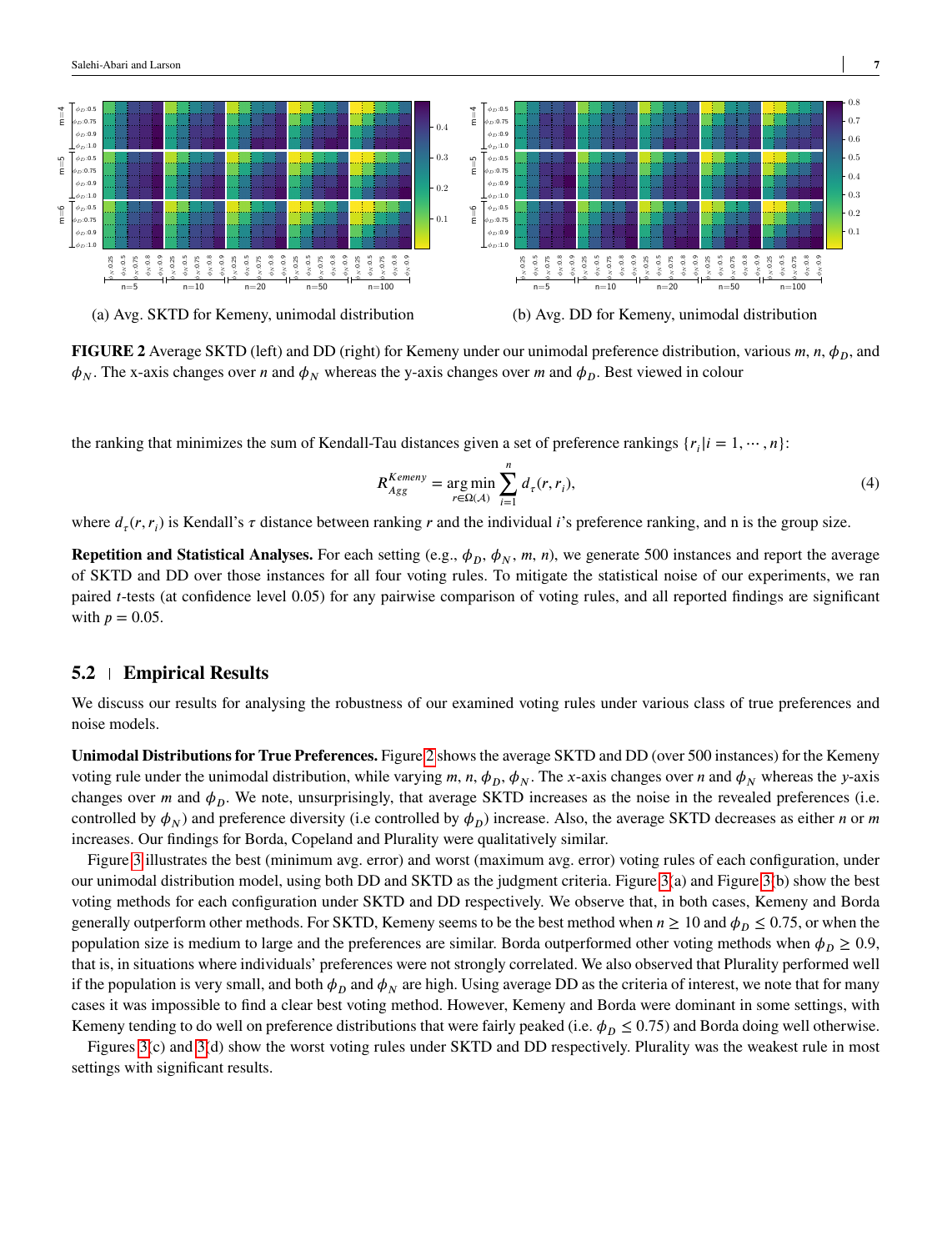(a) Avg. SKTD for Kemeny, unimodal distribution

(b) Avg. DD for Kemeny, unimodal distribution

**FIGURE 2** Average SKTD (left) and DD (right) for Kemeny under our unimodal preference distribution, various $m$, $n$, $\phi_D$, and $\phi_N$. The x-axis changes over $n$ and $\phi_N$ whereas the y-axis changes over $m$ and $\phi_D$. Best viewed in colour

the ranking that minimizes the sum of Kendall-Tau distances given a set of preference rankings $\{r_i | i = 1, \cdots, n\}$:

$$R_{Agg}^{Kemeny} = \underset{r \in \Omega(\mathcal{A})}{\arg\min} \sum_{i=1}^{n} d_\tau(r, r_i), \tag{4}$$

where $d_\tau(r, r_i)$ is Kendall's $\tau$ distance between ranking $r$ and the individual $i$'s preference ranking, and n is the group size.

**Repetition and Statistical Analyses.** For each setting (e.g., $\phi_D$, $\phi_N$, $m$, $n$), we generate 500 instances and report the average of SKTD and DD over those instances for all four voting rules. To mitigate the statistical noise of our experiments, we ran paired $t$-tests (at confidence level 0.05) for any pairwise comparison of voting rules, and all reported findings are significant with $p = 0.05$.

## 5.2 | Empirical Results

We discuss our results for analysing the robustness of our examined voting rules under various class of true preferences and noise models.

**Unimodal Distributions for True Preferences.** Figure 2 shows the average SKTD and DD (over 500 instances) for the Kemeny voting rule under the unimodal distribution, while varying $m$, $n$, $\phi_D$, $\phi_N$. The $x$-axis changes over $n$ and $\phi_N$ whereas the $y$-axis changes over $m$ and $\phi_D$. We note, unsurprisingly, that average SKTD increases as the noise in the revealed preferences (i.e. controlled by $\phi_N$) and preference diversity (i.e controlled by $\phi_D$) increase. Also, the average SKTD decreases as either $n$ or $m$ increases. Our findings for Borda, Copeland and Plurality were qualitatively similar.

Figure 3 illustrates the best (minimum avg. error) and worst (maximum avg. error) voting rules of each configuration, under our unimodal distribution model, using both DD and SKTD as the judgment criteria. Figure 3(a) and Figure 3(b) show the best voting methods for each configuration under SKTD and DD respectively. We observe that, in both cases, Kemeny and Borda generally outperform other methods. For SKTD, Kemeny seems to be the best method when $n \geq 10$ and $\phi_D \leq 0.75$, or when the population size is medium to large and the preferences are similar. Borda outperformed other voting methods when $\phi_D \geq 0.9$, that is, in situations where individuals' preferences were not strongly correlated. We also observed that Plurality performed well if the population is very small, and both $\phi_D$ and $\phi_N$ are high. Using average DD as the criteria of interest, we note that for many cases it was impossible to find a clear best voting method. However, Kemeny and Borda were dominant in some settings, with Kemeny tending to do well on preference distributions that were fairly peaked (i.e. $\phi_D \leq 0.75$) and Borda doing well otherwise.

Figures 3(c) and 3(d) show the worst voting rules under SKTD and DD respectively. Plurality was the weakest rule in most settings with significant results.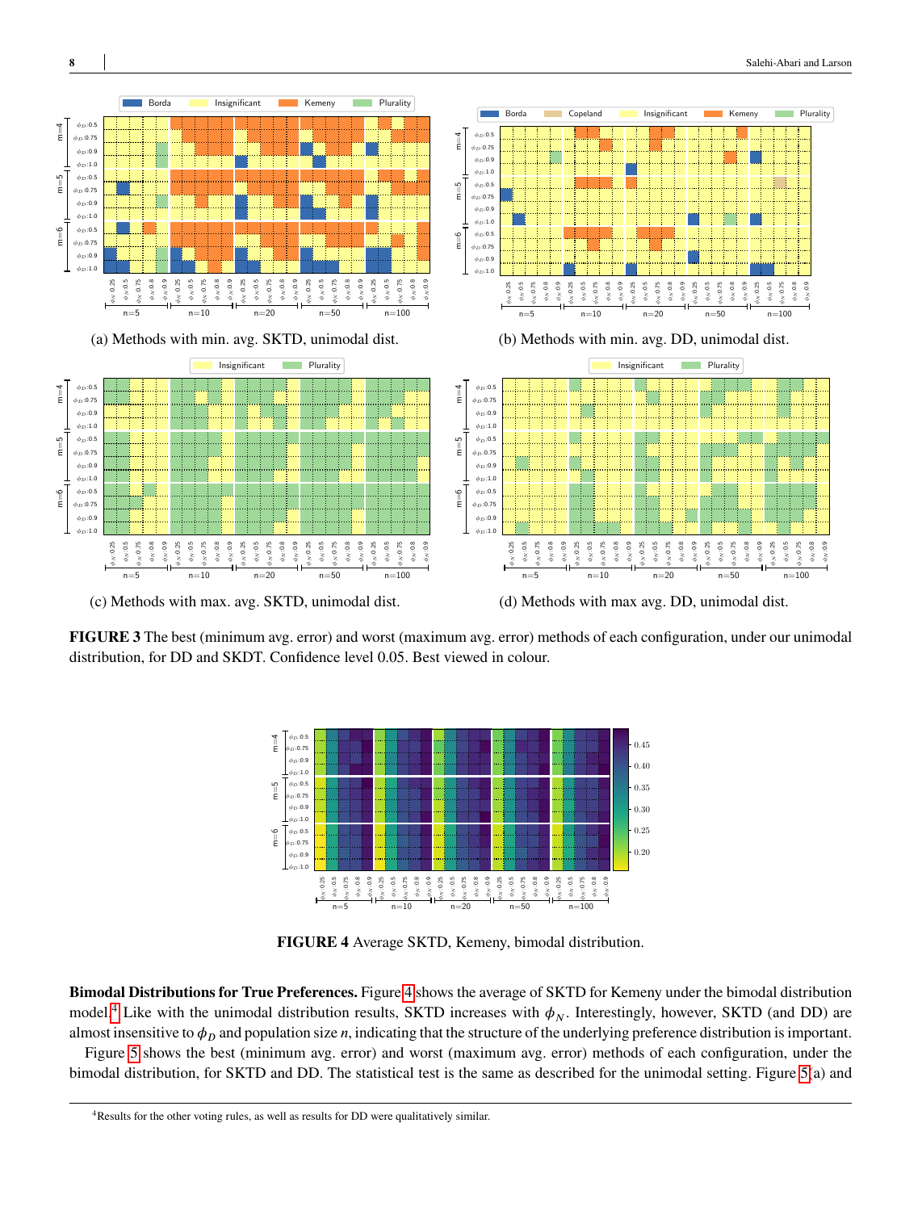(a) Methods with min. avg. SKTD, unimodal dist.

(b) Methods with min. avg. DD, unimodal dist.

(c) Methods with max. avg. SKTD, unimodal dist.

(d) Methods with max avg. DD, unimodal dist.

**FIGURE 3** The best (minimum avg. error) and worst (maximum avg. error) methods of each configuration, under our unimodal distribution, for DD and SKDT. Confidence level 0.05. Best viewed in colour.

**FIGURE 4** Average SKTD, Kemeny, bimodal distribution.

**Bimodal Distributions for True Preferences.** Figure 4 shows the average of SKTD for Kemeny under the bimodal distribution model.[4] Like with the unimodal distribution results, SKTD increases with $\phi_N$. Interestingly, however, SKTD (and DD) are almost insensitive to $\phi_D$ and population size $n$, indicating that the structure of the underlying preference distribution is important.

Figure 5 shows the best (minimum avg. error) and worst (maximum avg. error) methods of each configuration, under the bimodal distribution, for SKTD and DD. The statistical test is the same as described for the unimodal setting. Figure 5(a) and

[4] Results for the other voting rules, as well as results for DD were qualitatively similar.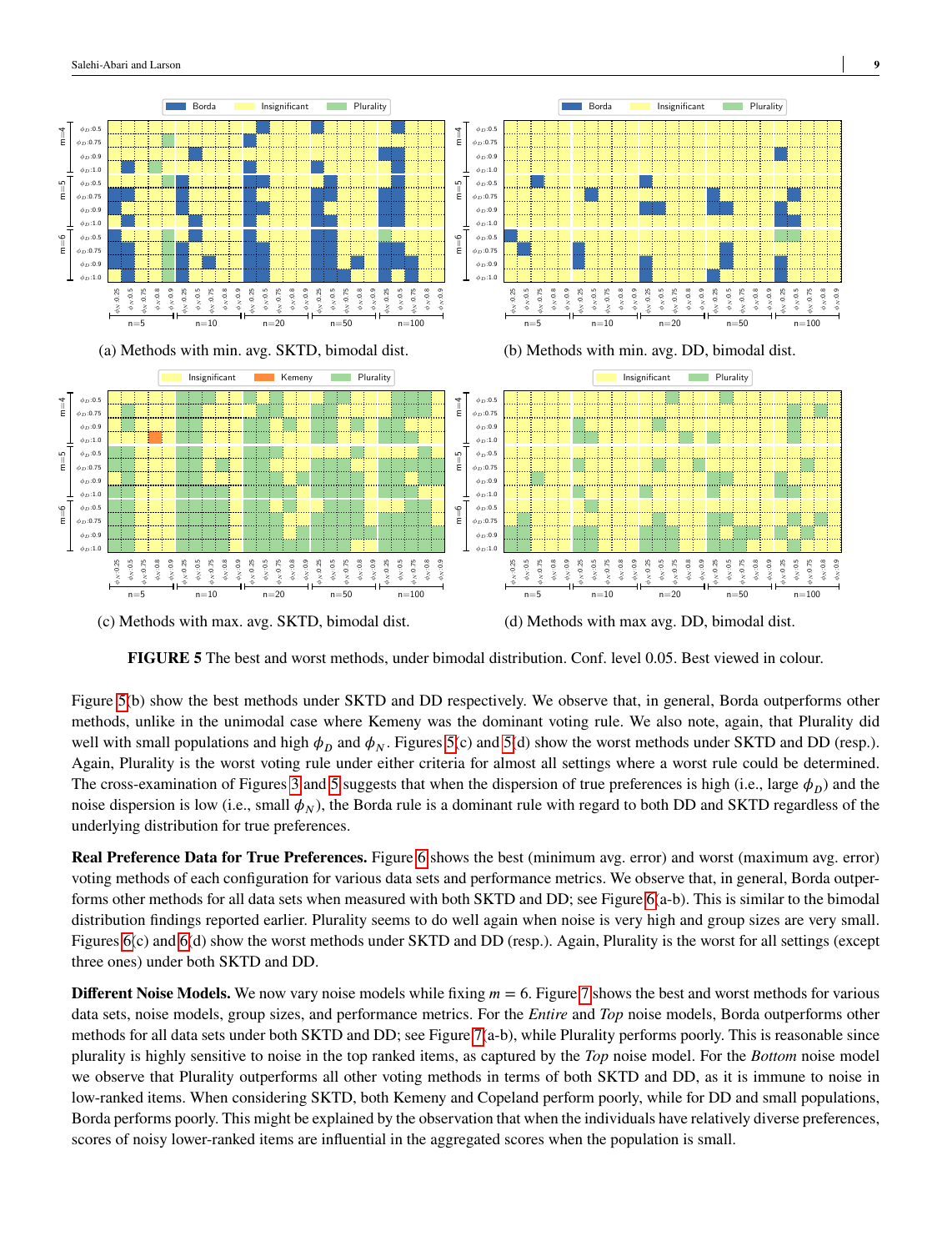(a) Methods with min. avg. SKTD, bimodal dist.

(b) Methods with min. avg. DD, bimodal dist.

(c) Methods with max. avg. SKTD, bimodal dist.

(d) Methods with max avg. DD, bimodal dist.

**FIGURE 5** The best and worst methods, under bimodal distribution. Conf. level 0.05. Best viewed in colour.

Figure 5(b) show the best methods under SKTD and DD respectively. We observe that, in general, Borda outperforms other methods, unlike in the unimodal case where Kemeny was the dominant voting rule. We also note, again, that Plurality did well with small populations and high $\phi_D$ and $\phi_N$. Figures 5(c) and 5(d) show the worst methods under SKTD and DD (resp.). Again, Plurality is the worst voting rule under either criteria for almost all settings where a worst rule could be determined. The cross-examination of Figures 3 and 5 suggests that when the dispersion of true preferences is high (i.e., large $\phi_D$) and the noise dispersion is low (i.e., small $\phi_N$), the Borda rule is a dominant rule with regard to both DD and SKTD regardless of the underlying distribution for true preferences.

**Real Preference Data for True Preferences.** Figure 6 shows the best (minimum avg. error) and worst (maximum avg. error) voting methods of each configuration for various data sets and performance metrics. We observe that, in general, Borda outperforms other methods for all data sets when measured with both SKTD and DD; see Figure 6(a-b). This is similar to the bimodal distribution findings reported earlier. Plurality seems to do well again when noise is very high and group sizes are very small. Figures 6(c) and 6(d) show the worst methods under SKTD and DD (resp.). Again, Plurality is the worst for all settings (except three ones) under both SKTD and DD.

**Different Noise Models.** We now vary noise models while fixing $m = 6$. Figure 7 shows the best and worst methods for various data sets, noise models, group sizes, and performance metrics. For the *Entire* and *Top* noise models, Borda outperforms other methods for all data sets under both SKTD and DD; see Figure 7(a-b), while Plurality performs poorly. This is reasonable since plurality is highly sensitive to noise in the top ranked items, as captured by the *Top* noise model. For the *Bottom* noise model we observe that Plurality outperforms all other voting methods in terms of both SKTD and DD, as it is immune to noise in low-ranked items. When considering SKTD, both Kemeny and Copeland perform poorly, while for DD and small populations, Borda performs poorly. This might be explained by the observation that when the individuals have relatively diverse preferences, scores of noisy lower-ranked items are influential in the aggregated scores when the population is small.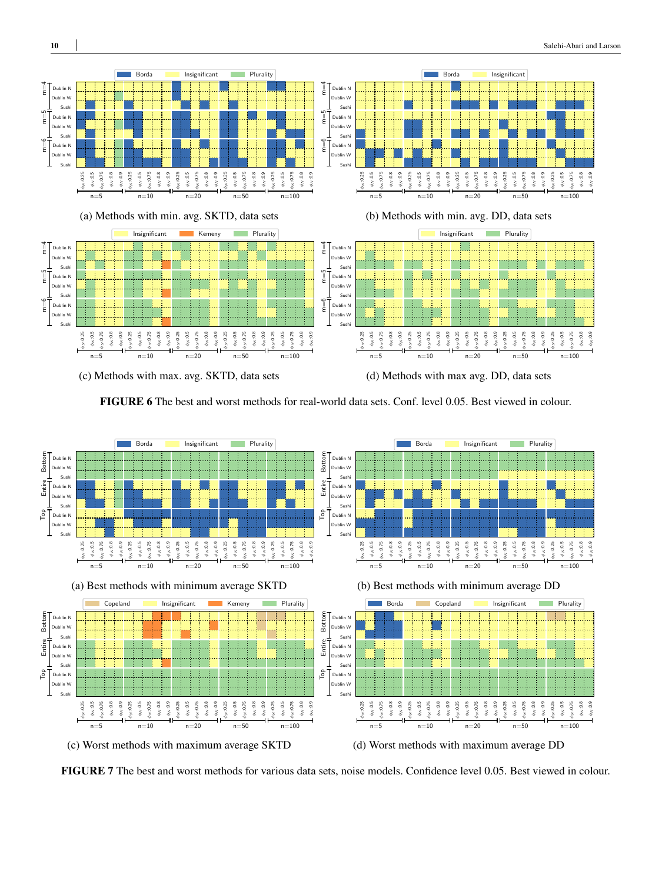(a) Methods with min. avg. SKTD, data sets

(b) Methods with min. avg. DD, data sets

(c) Methods with max. avg. SKTD, data sets

(d) Methods with max avg. DD, data sets

**FIGURE 6** The best and worst methods for real-world data sets. Conf. level 0.05. Best viewed in colour.

(a) Best methods with minimum average SKTD

(b) Best methods with minimum average DD

(c) Worst methods with maximum average SKTD

(d) Worst methods with maximum average DD

**FIGURE 7** The best and worst methods for various data sets, noise models. Confidence level 0.05. Best viewed in colour.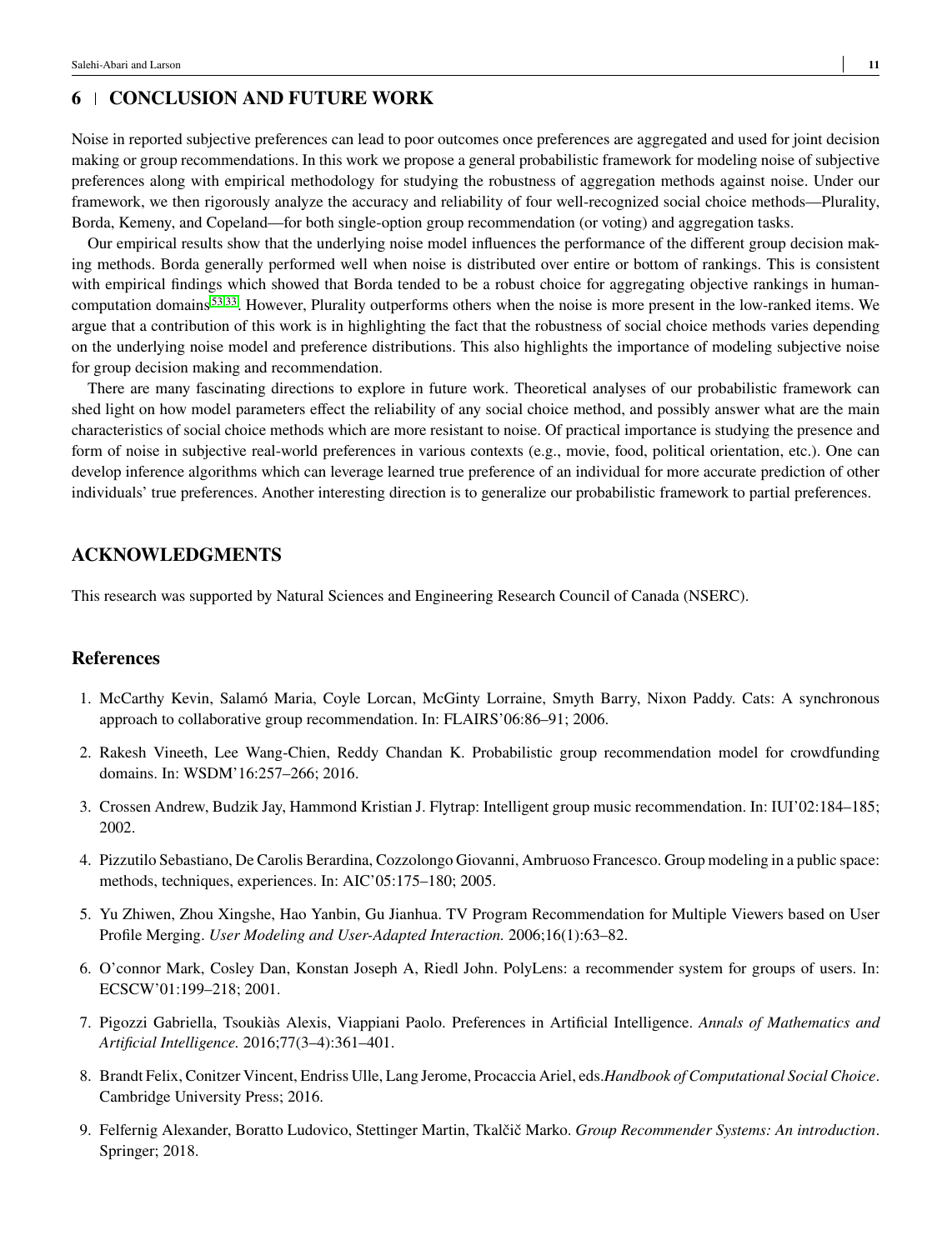## 6 | CONCLUSION AND FUTURE WORK

Noise in reported subjective preferences can lead to poor outcomes once preferences are aggregated and used for joint decision making or group recommendations. In this work we propose a general probabilistic framework for modeling noise of subjective preferences along with empirical methodology for studying the robustness of aggregation methods against noise. Under our framework, we then rigorously analyze the accuracy and reliability of four well-recognized social choice methods—Plurality, Borda, Kemeny, and Copeland—for both single-option group recommendation (or voting) and aggregation tasks.

Our empirical results show that the underlying noise model influences the performance of the different group decision making methods. Borda generally performed well when noise is distributed over entire or bottom of rankings. This is consistent with empirical findings which showed that Borda tended to be a robust choice for aggregating objective rankings in human-computation domains[53,33]. However, Plurality outperforms others when the noise is more present in the low-ranked items. We argue that a contribution of this work is in highlighting the fact that the robustness of social choice methods varies depending on the underlying noise model and preference distributions. This also highlights the importance of modeling subjective noise for group decision making and recommendation.

There are many fascinating directions to explore in future work. Theoretical analyses of our probabilistic framework can shed light on how model parameters effect the reliability of any social choice method, and possibly answer what are the main characteristics of social choice methods which are more resistant to noise. Of practical importance is studying the presence and form of noise in subjective real-world preferences in various contexts (e.g., movie, food, political orientation, etc.). One can develop inference algorithms which can leverage learned true preference of an individual for more accurate prediction of other individuals' true preferences. Another interesting direction is to generalize our probabilistic framework to partial preferences.

## ACKNOWLEDGMENTS

This research was supported by Natural Sciences and Engineering Research Council of Canada (NSERC).

## References

1. McCarthy Kevin, Salamó Maria, Coyle Lorcan, McGinty Lorraine, Smyth Barry, Nixon Paddy. Cats: A synchronous approach to collaborative group recommendation. In: FLAIRS'06:86–91; 2006.
2. Rakesh Vineeth, Lee Wang-Chien, Reddy Chandan K. Probabilistic group recommendation model for crowdfunding domains. In: WSDM'16:257–266; 2016.
3. Crossen Andrew, Budzik Jay, Hammond Kristian J. Flytrap: Intelligent group music recommendation. In: IUI'02:184–185; 2002.
4. Pizzutilo Sebastiano, De Carolis Berardina, Cozzolongo Giovanni, Ambruoso Francesco. Group modeling in a public space: methods, techniques, experiences. In: AIC'05:175–180; 2005.
5. Yu Zhiwen, Zhou Xingshe, Hao Yanbin, Gu Jianhua. TV Program Recommendation for Multiple Viewers based on User Profile Merging. *User Modeling and User-Adapted Interaction.* 2006;16(1):63–82.
6. O'connor Mark, Cosley Dan, Konstan Joseph A, Riedl John. PolyLens: a recommender system for groups of users. In: ECSCW'01:199–218; 2001.
7. Pigozzi Gabriella, Tsoukiàs Alexis, Viappiani Paolo. Preferences in Artificial Intelligence. *Annals of Mathematics and Artificial Intelligence.* 2016;77(3–4):361–401.
8. Brandt Felix, Conitzer Vincent, Endriss Ulle, Lang Jerome, Procaccia Ariel, eds.*Handbook of Computational Social Choice*. Cambridge University Press; 2016.
9. Felfernig Alexander, Boratto Ludovico, Stettinger Martin, Tkalčič Marko. *Group Recommender Systems: An introduction*. Springer; 2018.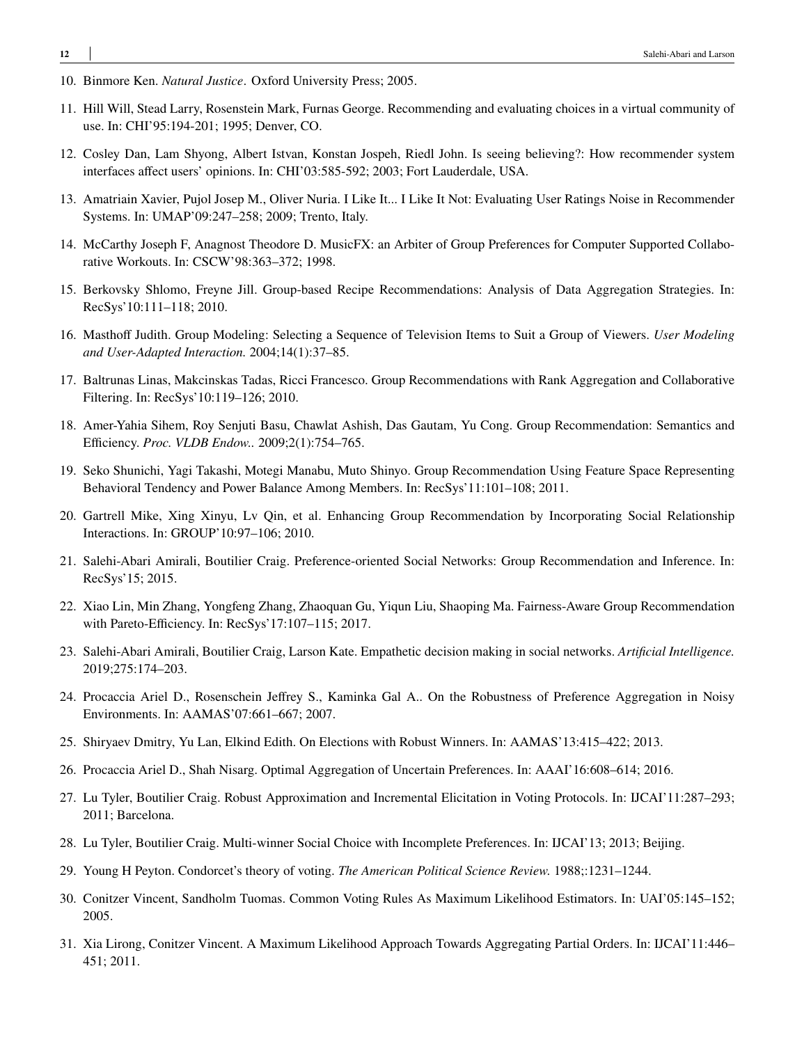10. Binmore Ken. *Natural Justice*. Oxford University Press; 2005.

11. Hill Will, Stead Larry, Rosenstein Mark, Furnas George. Recommending and evaluating choices in a virtual community of use. In: CHI'95:194-201; 1995; Denver, CO.

12. Cosley Dan, Lam Shyong, Albert Istvan, Konstan Jospeh, Riedl John. Is seeing believing?: How recommender system interfaces affect users' opinions. In: CHI'03:585-592; 2003; Fort Lauderdale, USA.

13. Amatriain Xavier, Pujol Josep M., Oliver Nuria. I Like It... I Like It Not: Evaluating User Ratings Noise in Recommender Systems. In: UMAP'09:247–258; 2009; Trento, Italy.

14. McCarthy Joseph F, Anagnost Theodore D. MusicFX: an Arbiter of Group Preferences for Computer Supported Collaborative Workouts. In: CSCW'98:363–372; 1998.

15. Berkovsky Shlomo, Freyne Jill. Group-based Recipe Recommendations: Analysis of Data Aggregation Strategies. In: RecSys'10:111–118; 2010.

16. Masthoff Judith. Group Modeling: Selecting a Sequence of Television Items to Suit a Group of Viewers. *User Modeling and User-Adapted Interaction.* 2004;14(1):37–85.

17. Baltrunas Linas, Makcinskas Tadas, Ricci Francesco. Group Recommendations with Rank Aggregation and Collaborative Filtering. In: RecSys'10:119–126; 2010.

18. Amer-Yahia Sihem, Roy Senjuti Basu, Chawlat Ashish, Das Gautam, Yu Cong. Group Recommendation: Semantics and Efficiency. *Proc. VLDB Endow..* 2009;2(1):754–765.

19. Seko Shunichi, Yagi Takashi, Motegi Manabu, Muto Shinyo. Group Recommendation Using Feature Space Representing Behavioral Tendency and Power Balance Among Members. In: RecSys'11:101–108; 2011.

20. Gartrell Mike, Xing Xinyu, Lv Qin, et al. Enhancing Group Recommendation by Incorporating Social Relationship Interactions. In: GROUP'10:97–106; 2010.

21. Salehi-Abari Amirali, Boutilier Craig. Preference-oriented Social Networks: Group Recommendation and Inference. In: RecSys'15; 2015.

22. Xiao Lin, Min Zhang, Yongfeng Zhang, Zhaoquan Gu, Yiqun Liu, Shaoping Ma. Fairness-Aware Group Recommendation with Pareto-Efficiency. In: RecSys'17:107–115; 2017.

23. Salehi-Abari Amirali, Boutilier Craig, Larson Kate. Empathetic decision making in social networks. *Artificial Intelligence.* 2019;275:174–203.

24. Procaccia Ariel D., Rosenschein Jeffrey S., Kaminka Gal A.. On the Robustness of Preference Aggregation in Noisy Environments. In: AAMAS'07:661–667; 2007.

25. Shiryaev Dmitry, Yu Lan, Elkind Edith. On Elections with Robust Winners. In: AAMAS'13:415–422; 2013.

26. Procaccia Ariel D., Shah Nisarg. Optimal Aggregation of Uncertain Preferences. In: AAAI'16:608–614; 2016.

27. Lu Tyler, Boutilier Craig. Robust Approximation and Incremental Elicitation in Voting Protocols. In: IJCAI'11:287–293; 2011; Barcelona.

28. Lu Tyler, Boutilier Craig. Multi-winner Social Choice with Incomplete Preferences. In: IJCAI'13; 2013; Beijing.

29. Young H Peyton. Condorcet's theory of voting. *The American Political Science Review.* 1988;:1231–1244.

30. Conitzer Vincent, Sandholm Tuomas. Common Voting Rules As Maximum Likelihood Estimators. In: UAI'05:145–152; 2005.

31. Xia Lirong, Conitzer Vincent. A Maximum Likelihood Approach Towards Aggregating Partial Orders. In: IJCAI'11:446–451; 2011.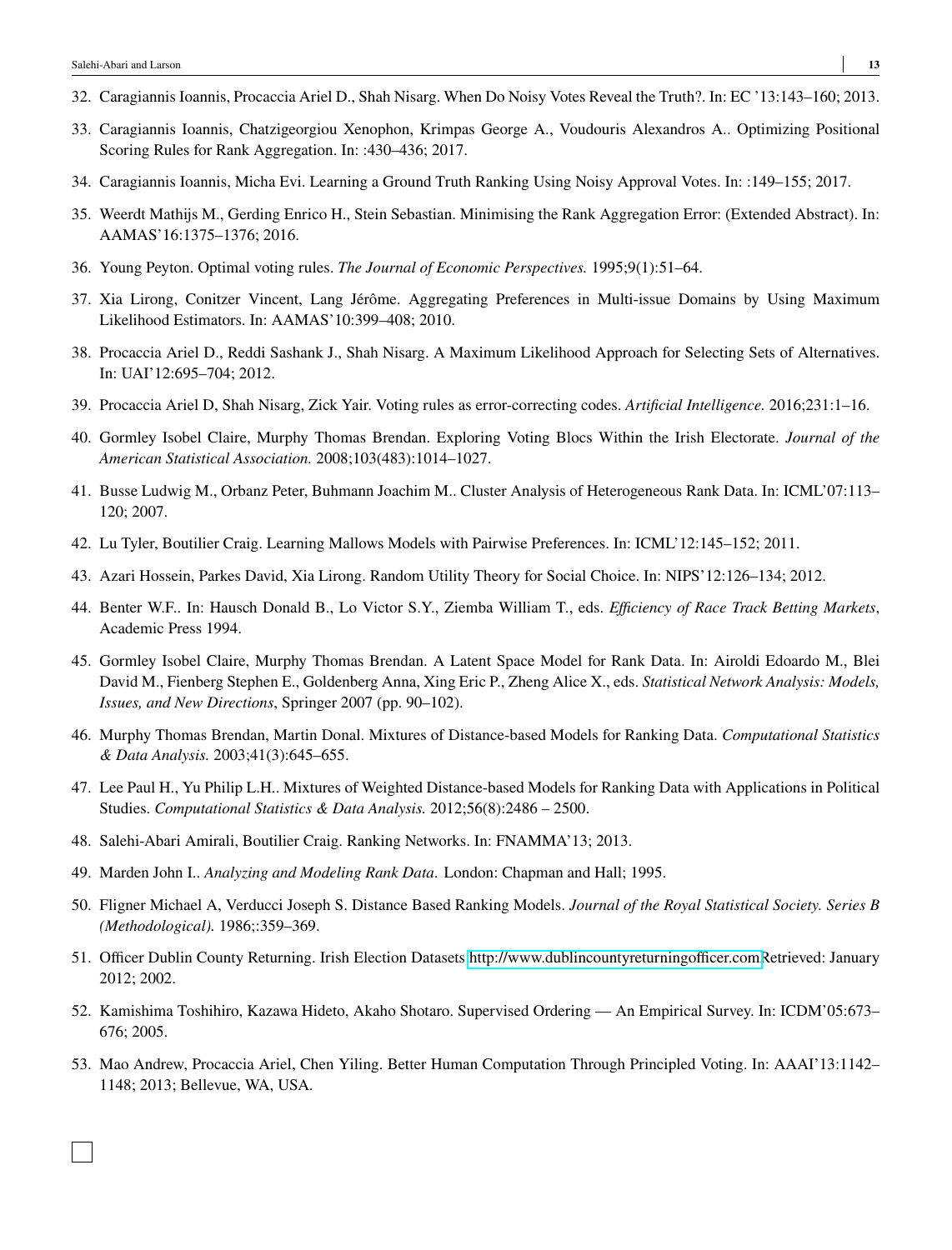32. Caragiannis Ioannis, Procaccia Ariel D., Shah Nisarg. When Do Noisy Votes Reveal the Truth?. In: EC '13:143–160; 2013.
33. Caragiannis Ioannis, Chatzigeorgiou Xenophon, Krimpas George A., Voudouris Alexandros A.. Optimizing Positional Scoring Rules for Rank Aggregation. In: :430–436; 2017.
34. Caragiannis Ioannis, Micha Evi. Learning a Ground Truth Ranking Using Noisy Approval Votes. In: :149–155; 2017.
35. Weerdt Mathijs M., Gerding Enrico H., Stein Sebastian. Minimising the Rank Aggregation Error: (Extended Abstract). In: AAMAS'16:1375–1376; 2016.
36. Young Peyton. Optimal voting rules. *The Journal of Economic Perspectives.* 1995;9(1):51–64.
37. Xia Lirong, Conitzer Vincent, Lang Jérôme. Aggregating Preferences in Multi-issue Domains by Using Maximum Likelihood Estimators. In: AAMAS'10:399–408; 2010.
38. Procaccia Ariel D., Reddi Sashank J., Shah Nisarg. A Maximum Likelihood Approach for Selecting Sets of Alternatives. In: UAI'12:695–704; 2012.
39. Procaccia Ariel D, Shah Nisarg, Zick Yair. Voting rules as error-correcting codes. *Artificial Intelligence.* 2016;231:1–16.
40. Gormley Isobel Claire, Murphy Thomas Brendan. Exploring Voting Blocs Within the Irish Electorate. *Journal of the American Statistical Association.* 2008;103(483):1014–1027.
41. Busse Ludwig M., Orbanz Peter, Buhmann Joachim M.. Cluster Analysis of Heterogeneous Rank Data. In: ICML'07:113–120; 2007.
42. Lu Tyler, Boutilier Craig. Learning Mallows Models with Pairwise Preferences. In: ICML'12:145–152; 2011.
43. Azari Hossein, Parkes David, Xia Lirong. Random Utility Theory for Social Choice. In: NIPS'12:126–134; 2012.
44. Benter W.F.. In: Hausch Donald B., Lo Victor S.Y., Ziemba William T., eds. *Efficiency of Race Track Betting Markets*, Academic Press 1994.
45. Gormley Isobel Claire, Murphy Thomas Brendan. A Latent Space Model for Rank Data. In: Airoldi Edoardo M., Blei David M., Fienberg Stephen E., Goldenberg Anna, Xing Eric P., Zheng Alice X., eds. *Statistical Network Analysis: Models, Issues, and New Directions*, Springer 2007 (pp. 90–102).
46. Murphy Thomas Brendan, Martin Donal. Mixtures of Distance-based Models for Ranking Data. *Computational Statistics & Data Analysis.* 2003;41(3):645–655.
47. Lee Paul H., Yu Philip L.H.. Mixtures of Weighted Distance-based Models for Ranking Data with Applications in Political Studies. *Computational Statistics & Data Analysis.* 2012;56(8):2486 – 2500.
48. Salehi-Abari Amirali, Boutilier Craig. Ranking Networks. In: FNAMMA'13; 2013.
49. Marden John I.. *Analyzing and Modeling Rank Data.* London: Chapman and Hall; 1995.
50. Fligner Michael A, Verducci Joseph S. Distance Based Ranking Models. *Journal of the Royal Statistical Society. Series B (Methodological).* 1986;:359–369.
51. Officer Dublin County Returning. Irish Election Datasets http://www.dublincountyreturningofficer.com Retrieved: January 2012; 2002.
52. Kamishima Toshihiro, Kazawa Hideto, Akaho Shotaro. Supervised Ordering — An Empirical Survey. In: ICDM'05:673–676; 2005.
53. Mao Andrew, Procaccia Ariel, Chen Yiling. Better Human Computation Through Principled Voting. In: AAAI'13:1142–1148; 2013; Bellevue, WA, USA.